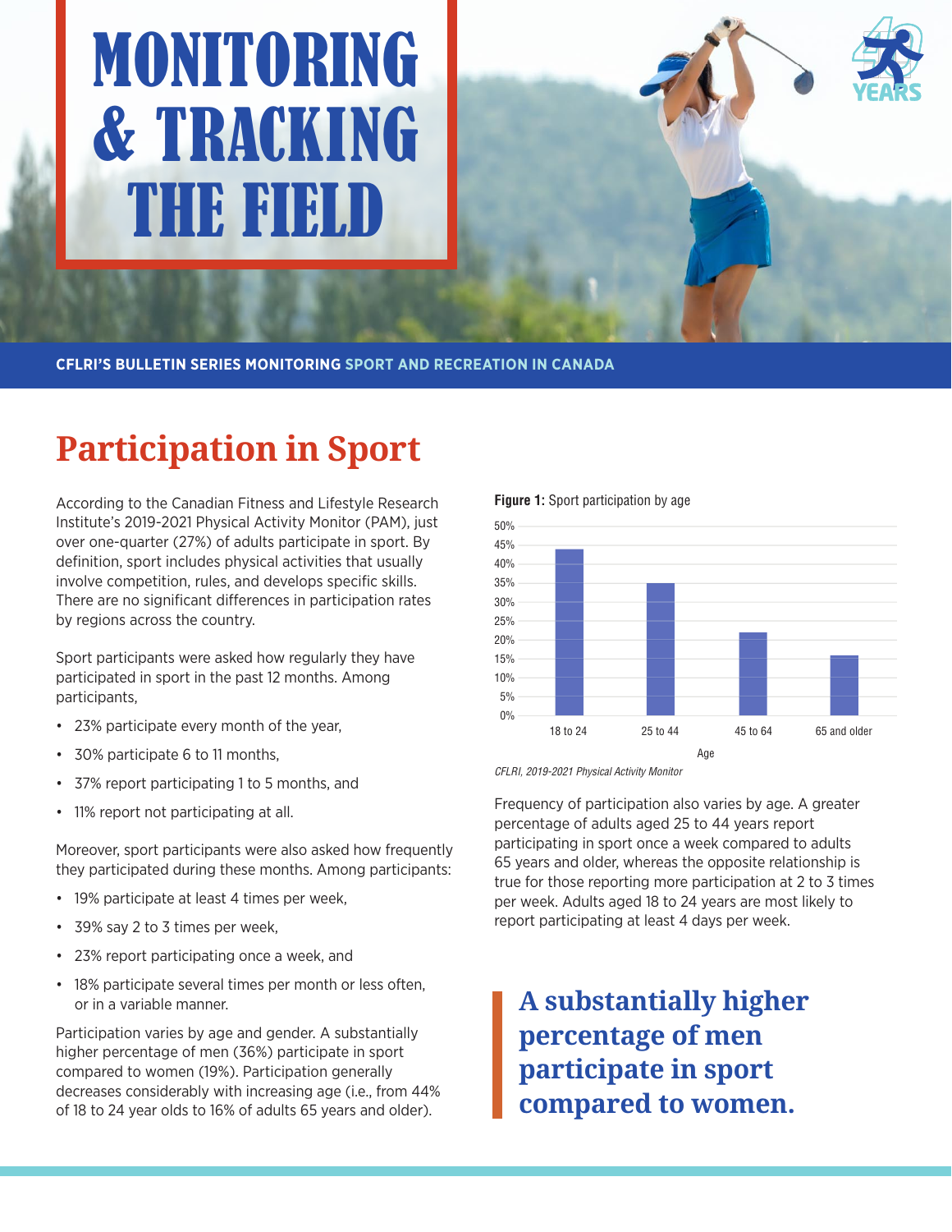# MONITORING & TRACKING THE FIELD

**CFLRI'S BULLETIN SERIES MONITORING SPORT AND RECREATION IN CANADA**

## Participation in Sport

According to the Canadian Fitness and Lifestyle Research Institute's 2019-2021 Physical Activity Monitor (PAM), just over one-quarter (27%) of adults participate in sport. By definition, sport includes physical activities that usually involve competition, rules, and develops specific skills. There are no significant differences in participation rates by regions across the country.

Sport participants were asked how regularly they have participated in sport in the past 12 months. Among participants,

- 23% participate every month of the year,
- 30% participate 6 to 11 months,
- 37% report participating 1 to 5 months, and
- 11% report not participating at all.

Moreover, sport participants were also asked how frequently they participated during these months. Among participants:

- 19% participate at least 4 times per week,
- 39% say 2 to 3 times per week,
- 23% report participating once a week, and
- 18% participate several times per month or less often, or in a variable manner.

Participation varies by age and gender. A substantially higher percentage of men (36%) participate in sport compared to women (19%). Participation generally decreases considerably with increasing age (i.e., from 44% of 18 to 24 year olds to 16% of adults 65 years and older).

**Figure 1:** Sport participation by age

| Age | Sport participation |
|---|---|
| 18 to 24 | 44% |
| 25 to 44 | 35% |
| 45 to 64 | 22% |
| 65 and older | 16% |

*CFLRI, 2019-2021 Physical Activity Monitor*

Frequency of participation also varies by age. A greater percentage of adults aged 25 to 44 years report participating in sport once a week compared to adults 65 years and older, whereas the opposite relationship is true for those reporting more participation at 2 to 3 times per week. Adults aged 18 to 24 years are most likely to report participating at least 4 days per week.

> **A substantially higher percentage of men participate in sport compared to women.**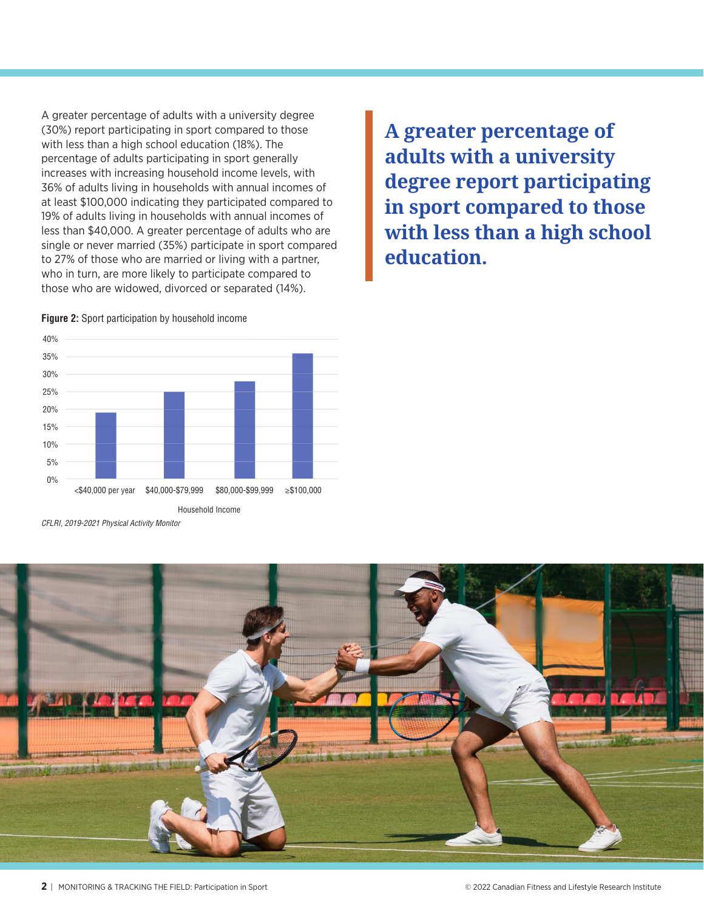A greater percentage of adults with a university degree (30%) report participating in sport compared to those with less than a high school education (18%). The percentage of adults participating in sport generally increases with increasing household income levels, with 36% of adults living in households with annual incomes of at least $100,000 indicating they participated compared to 19% of adults living in households with annual incomes of less than $40,000. A greater percentage of adults who are single or never married (35%) participate in sport compared to 27% of those who are married or living with a partner, who in turn, are more likely to participate compared to those who are widowed, divorced or separated (14%).

> **A greater percentage of adults with a university degree report participating in sport compared to those with less than a high school education.**

**Figure 2:** Sport participation by household income

| Household Income | Sport participation |
|---|---|
| <$40,000 per year | 19% |
| $40,000-$79,999 | 25% |
| $80,000-$99,999 | 28% |
| ≥$100,000 | 36% |

*CFLRI, 2019-2021 Physical Activity Monitor*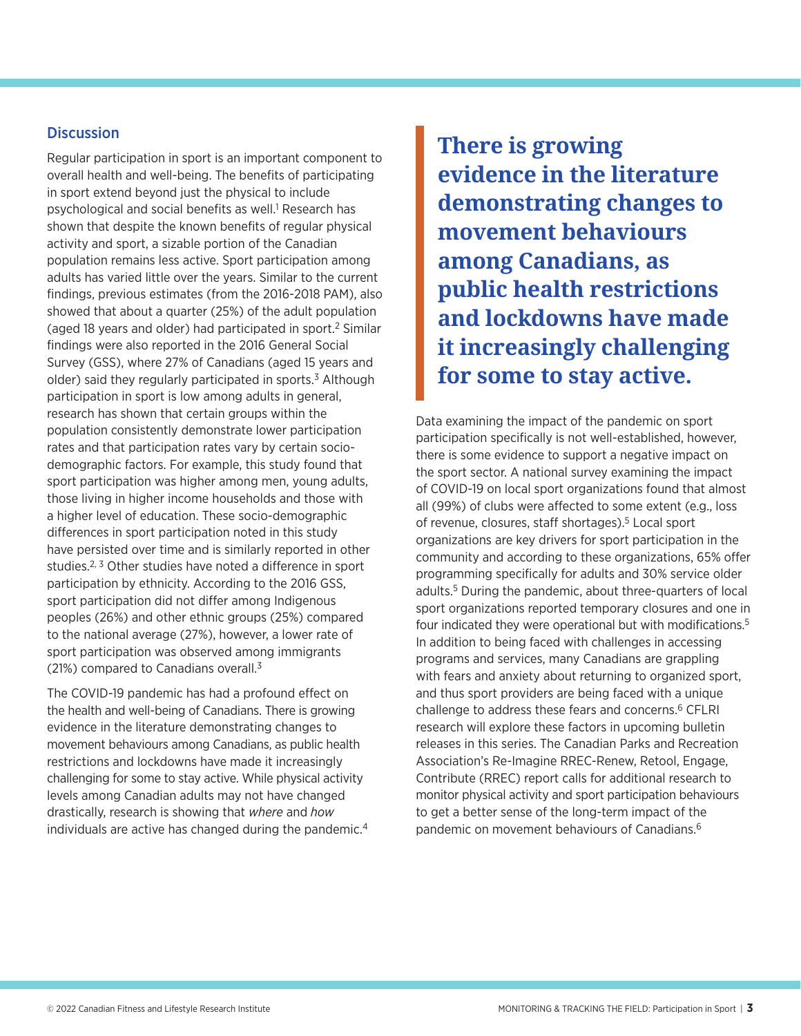## Discussion

Regular participation in sport is an important component to overall health and well-being. The benefits of participating in sport extend beyond just the physical to include psychological and social benefits as well.[1] Research has shown that despite the known benefits of regular physical activity and sport, a sizable portion of the Canadian population remains less active. Sport participation among adults has varied little over the years. Similar to the current findings, previous estimates (from the 2016-2018 PAM), also showed that about a quarter (25%) of the adult population (aged 18 years and older) had participated in sport.[2] Similar findings were also reported in the 2016 General Social Survey (GSS), where 27% of Canadians (aged 15 years and older) said they regularly participated in sports.[3] Although participation in sport is low among adults in general, research has shown that certain groups within the population consistently demonstrate lower participation rates and that participation rates vary by certain socio-demographic factors. For example, this study found that sport participation was higher among men, young adults, those living in higher income households and those with a higher level of education. These socio-demographic differences in sport participation noted in this study have persisted over time and is similarly reported in other studies.[2, 3] Other studies have noted a difference in sport participation by ethnicity. According to the 2016 GSS, sport participation did not differ among Indigenous peoples (26%) and other ethnic groups (25%) compared to the national average (27%), however, a lower rate of sport participation was observed among immigrants (21%) compared to Canadians overall.[3]

The COVID-19 pandemic has had a profound effect on the health and well-being of Canadians. There is growing evidence in the literature demonstrating changes to movement behaviours among Canadians, as public health restrictions and lockdowns have made it increasingly challenging for some to stay active. While physical activity levels among Canadian adults may not have changed drastically, research is showing that *where* and *how* individuals are active has changed during the pandemic.[4]

> **There is growing evidence in the literature demonstrating changes to movement behaviours among Canadians, as public health restrictions and lockdowns have made it increasingly challenging for some to stay active.**

Data examining the impact of the pandemic on sport participation specifically is not well-established, however, there is some evidence to support a negative impact on the sport sector. A national survey examining the impact of COVID-19 on local sport organizations found that almost all (99%) of clubs were affected to some extent (e.g., loss of revenue, closures, staff shortages).[5] Local sport organizations are key drivers for sport participation in the community and according to these organizations, 65% offer programming specifically for adults and 30% service older adults.[5] During the pandemic, about three-quarters of local sport organizations reported temporary closures and one in four indicated they were operational but with modifications.[5] In addition to being faced with challenges in accessing programs and services, many Canadians are grappling with fears and anxiety about returning to organized sport, and thus sport providers are being faced with a unique challenge to address these fears and concerns.[6] CFLRI research will explore these factors in upcoming bulletin releases in this series. The Canadian Parks and Recreation Association's Re-Imagine RREC-Renew, Retool, Engage, Contribute (RREC) report calls for additional research to monitor physical activity and sport participation behaviours to get a better sense of the long-term impact of the pandemic on movement behaviours of Canadians.[6]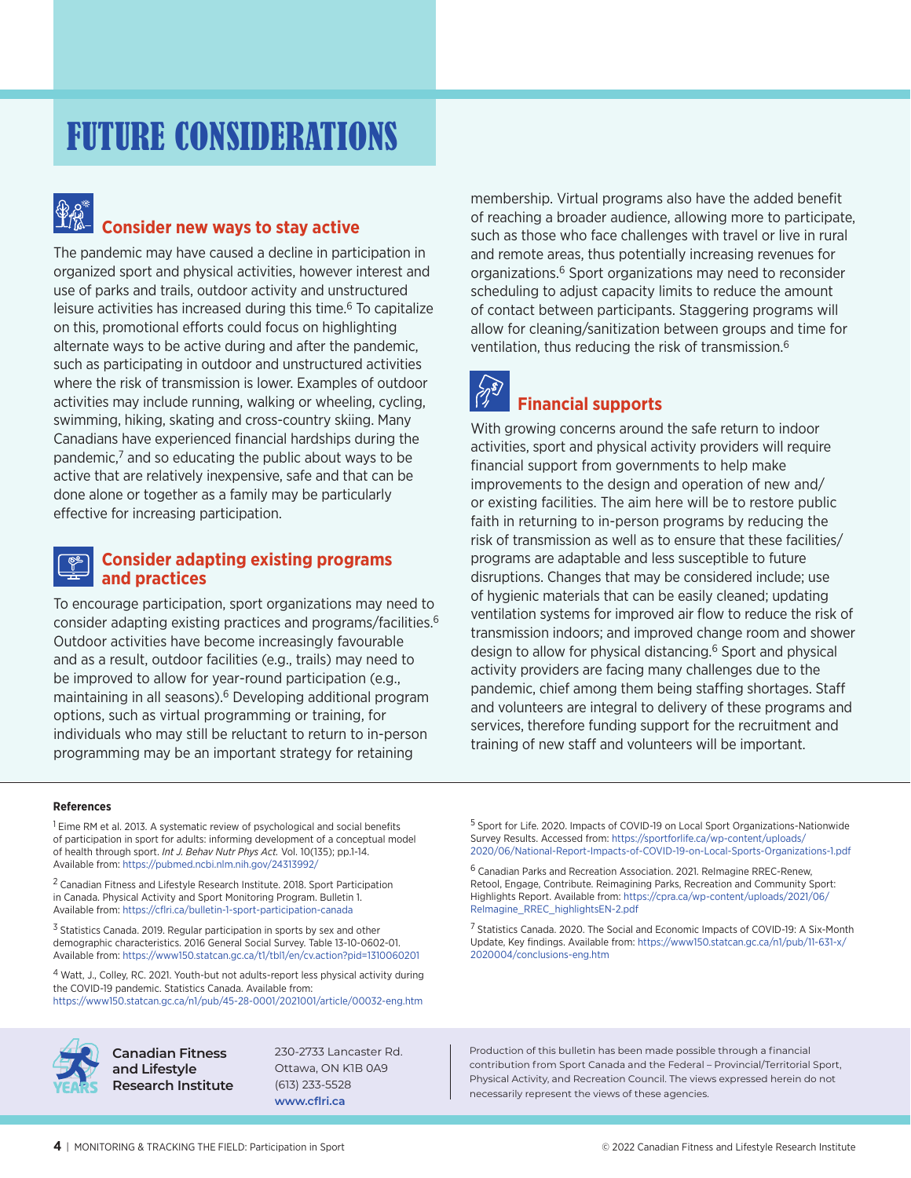# FUTURE CONSIDERATIONS

## Consider new ways to stay active

The pandemic may have caused a decline in participation in organized sport and physical activities, however interest and use of parks and trails, outdoor activity and unstructured leisure activities has increased during this time.[6] To capitalize on this, promotional efforts could focus on highlighting alternate ways to be active during and after the pandemic, such as participating in outdoor and unstructured activities where the risk of transmission is lower. Examples of outdoor activities may include running, walking or wheeling, cycling, swimming, hiking, skating and cross-country skiing. Many Canadians have experienced financial hardships during the pandemic,[7] and so educating the public about ways to be active that are relatively inexpensive, safe and that can be done alone or together as a family may be particularly effective for increasing participation.

## Consider adapting existing programs and practices

To encourage participation, sport organizations may need to consider adapting existing practices and programs/facilities.[6] Outdoor activities have become increasingly favourable and as a result, outdoor facilities (e.g., trails) may need to be improved to allow for year-round participation (e.g., maintaining in all seasons).[6] Developing additional program options, such as virtual programming or training, for individuals who may still be reluctant to return to in-person programming may be an important strategy for retaining membership. Virtual programs also have the added benefit of reaching a broader audience, allowing more to participate, such as those who face challenges with travel or live in rural and remote areas, thus potentially increasing revenues for organizations.[6] Sport organizations may need to reconsider scheduling to adjust capacity limits to reduce the amount of contact between participants. Staggering programs will allow for cleaning/sanitization between groups and time for ventilation, thus reducing the risk of transmission.[6]

## Financial supports

With growing concerns around the safe return to indoor activities, sport and physical activity providers will require financial support from governments to help make improvements to the design and operation of new and/or existing facilities. The aim here will be to restore public faith in returning to in-person programs by reducing the risk of transmission as well as to ensure that these facilities/programs are adaptable and less susceptible to future disruptions. Changes that may be considered include; use of hygienic materials that can be easily cleaned; updating ventilation systems for improved air flow to reduce the risk of transmission indoors; and improved change room and shower design to allow for physical distancing.[6] Sport and physical activity providers are facing many challenges due to the pandemic, chief among them being staffing shortages. Staff and volunteers are integral to delivery of these programs and services, therefore funding support for the recruitment and training of new staff and volunteers will be important.

---

**References**

[1] Eime RM et al. 2013. A systematic review of psychological and social benefits of participation in sport for adults: informing development of a conceptual model of health through sport. *Int J. Behav Nutr Phys Act.* Vol. 10(135); pp.1-14. Available from: https://pubmed.ncbi.nlm.nih.gov/24313992/

[2] Canadian Fitness and Lifestyle Research Institute. 2018. Sport Participation in Canada. Physical Activity and Sport Monitoring Program. Bulletin 1. Available from: https://cflri.ca/bulletin-1-sport-participation-canada

[3] Statistics Canada. 2019. Regular participation in sports by sex and other demographic characteristics. 2016 General Social Survey. Table 13-10-0602-01. Available from: https://www150.statcan.gc.ca/t1/tbl1/en/cv.action?pid=1310060201

[4] Watt, J., Colley, RC. 2021. Youth-but not adults-report less physical activity during the COVID-19 pandemic. Statistics Canada. Available from: https://www150.statcan.gc.ca/n1/pub/45-28-0001/2021001/article/00032-eng.htm

[5] Sport for Life. 2020. Impacts of COVID-19 on Local Sport Organizations-Nationwide Survey Results. Accessed from: https://sportforlife.ca/wp-content/uploads/2020/06/National-Report-Impacts-of-COVID-19-on-Local-Sports-Organizations-1.pdf

[6] Canadian Parks and Recreation Association. 2021. ReImagine RREC-Renew, Retool, Engage, Contribute. Reimagining Parks, Recreation and Community Sport: Highlights Report. Available from: https://cpra.ca/wp-content/uploads/2021/06/ReImagine_RREC_highlightsEN-2.pdf

[7] Statistics Canada. 2020. The Social and Economic Impacts of COVID-19: A Six-Month Update, Key findings. Available from: https://www150.statcan.gc.ca/n1/pub/11-631-x/2020004/conclusions-eng.htm

---

**Canadian Fitness and Lifestyle Research Institute**

230-2733 Lancaster Rd.
Ottawa, ON K1B 0A9
(613) 233-5528
**www.cflri.ca**

Production of this bulletin has been made possible through a financial contribution from Sport Canada and the Federal – Provincial/Territorial Sport, Physical Activity, and Recreation Council. The views expressed herein do not necessarily represent the views of these agencies.